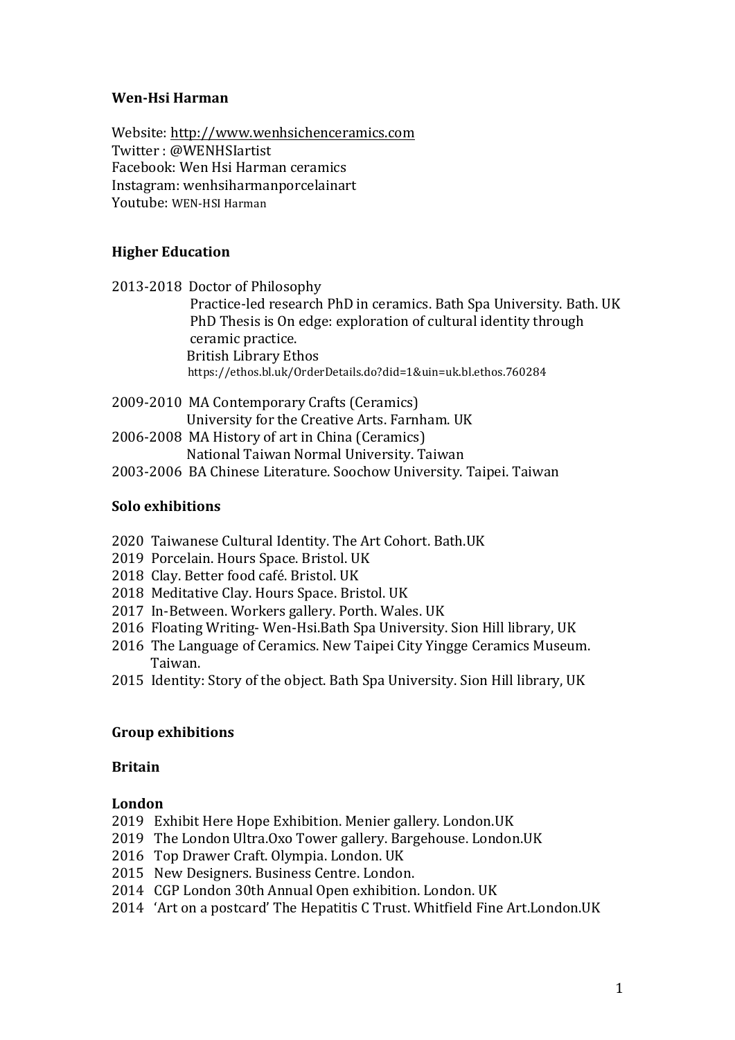**Wen-Hsi Harman**

Website: http://www.wenhsichenceramics.com
Twitter : @WENHSIartist
Facebook: Wen Hsi Harman ceramics
Instagram: wenhsiharmanporcelainart
Youtube: WEN-HSI Harman

## Higher Education

2013-2018 Doctor of Philosophy
Practice-led research PhD in ceramics. Bath Spa University. Bath. UK
PhD Thesis is On edge: exploration of cultural identity through ceramic practice.
British Library Ethos
https://ethos.bl.uk/OrderDetails.do?did=1&uin=uk.bl.ethos.760284

2009-2010 MA Contemporary Crafts (Ceramics)
University for the Creative Arts. Farnham. UK

2006-2008 MA History of art in China (Ceramics)
National Taiwan Normal University. Taiwan

2003-2006 BA Chinese Literature. Soochow University. Taipei. Taiwan

## Solo exhibitions

2020 Taiwanese Cultural Identity. The Art Cohort. Bath.UK
2019 Porcelain. Hours Space. Bristol. UK
2018 Clay. Better food café. Bristol. UK
2018 Meditative Clay. Hours Space. Bristol. UK
2017 In-Between. Workers gallery. Porth. Wales. UK
2016 Floating Writing- Wen-Hsi.Bath Spa University. Sion Hill library, UK
2016 The Language of Ceramics. New Taipei City Yingge Ceramics Museum. Taiwan.
2015 Identity: Story of the object. Bath Spa University. Sion Hill library, UK

## Group exhibitions

### Britain

#### London

2019 Exhibit Here Hope Exhibition. Menier gallery. London.UK
2019 The London Ultra.Oxo Tower gallery. Bargehouse. London.UK
2016 Top Drawer Craft. Olympia. London. UK
2015 New Designers. Business Centre. London.
2014 CGP London 30th Annual Open exhibition. London. UK
2014 'Art on a postcard' The Hepatitis C Trust. Whitfield Fine Art.London.UK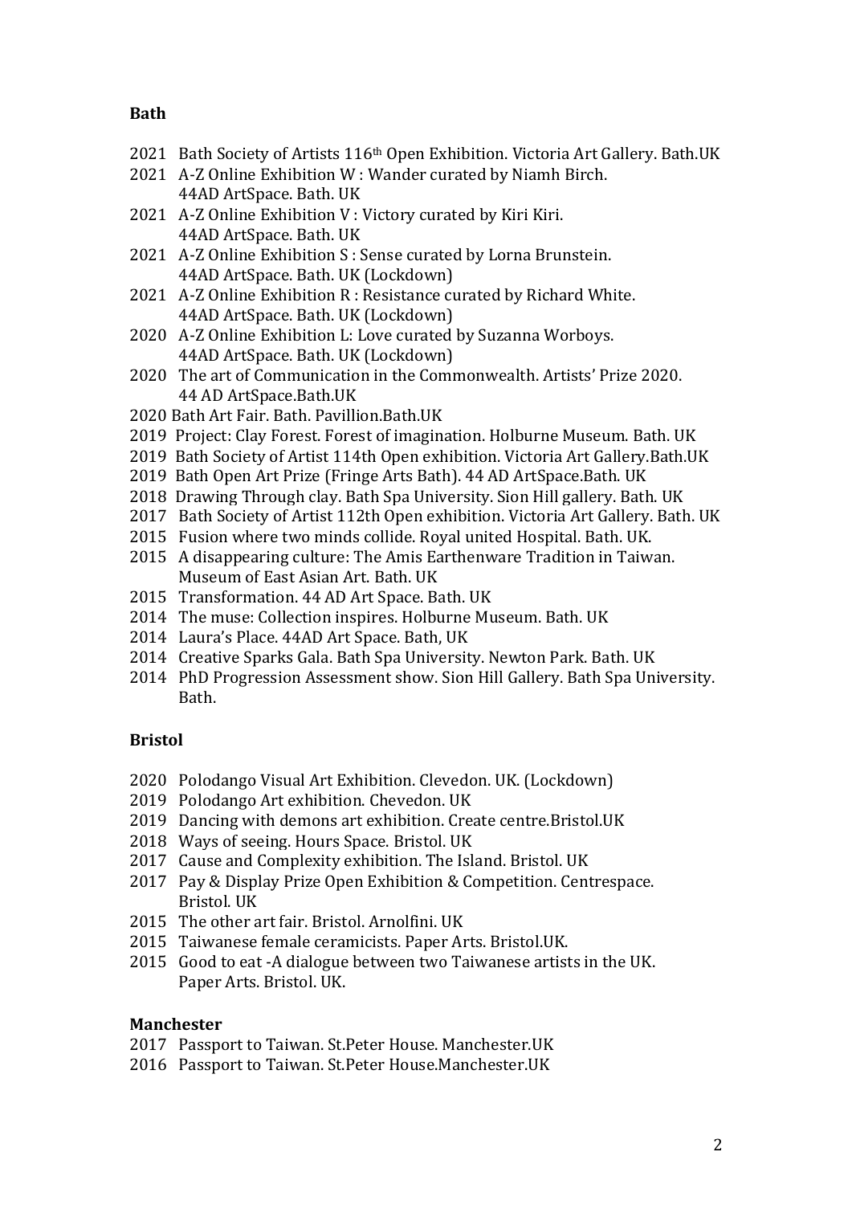**Bath**

2021 Bath Society of Artists 116th Open Exhibition. Victoria Art Gallery. Bath.UK
2021 A-Z Online Exhibition W : Wander curated by Niamh Birch.
44AD ArtSpace. Bath. UK
2021 A-Z Online Exhibition V : Victory curated by Kiri Kiri.
44AD ArtSpace. Bath. UK
2021 A-Z Online Exhibition S : Sense curated by Lorna Brunstein.
44AD ArtSpace. Bath. UK (Lockdown)
2021 A-Z Online Exhibition R : Resistance curated by Richard White.
44AD ArtSpace. Bath. UK (Lockdown)
2020 A-Z Online Exhibition L: Love curated by Suzanna Worboys.
44AD ArtSpace. Bath. UK (Lockdown)
2020 The art of Communication in the Commonwealth. Artists' Prize 2020.
44 AD ArtSpace.Bath.UK
2020 Bath Art Fair. Bath. Pavillion.Bath.UK
2019 Project: Clay Forest. Forest of imagination. Holburne Museum. Bath. UK
2019 Bath Society of Artist 114th Open exhibition. Victoria Art Gallery.Bath.UK
2019 Bath Open Art Prize (Fringe Arts Bath). 44 AD ArtSpace.Bath. UK
2018 Drawing Through clay. Bath Spa University. Sion Hill gallery. Bath. UK
2017 Bath Society of Artist 112th Open exhibition. Victoria Art Gallery. Bath. UK
2015 Fusion where two minds collide. Royal united Hospital. Bath. UK.
2015 A disappearing culture: The Amis Earthenware Tradition in Taiwan.
Museum of East Asian Art. Bath. UK
2015 Transformation. 44 AD Art Space. Bath. UK
2014 The muse: Collection inspires. Holburne Museum. Bath. UK
2014 Laura's Place. 44AD Art Space. Bath, UK
2014 Creative Sparks Gala. Bath Spa University. Newton Park. Bath. UK
2014 PhD Progression Assessment show. Sion Hill Gallery. Bath Spa University. Bath.

**Bristol**

2020 Polodango Visual Art Exhibition. Clevedon. UK. (Lockdown)
2019 Polodango Art exhibition. Chevedon. UK
2019 Dancing with demons art exhibition. Create centre.Bristol.UK
2018 Ways of seeing. Hours Space. Bristol. UK
2017 Cause and Complexity exhibition. The Island. Bristol. UK
2017 Pay & Display Prize Open Exhibition & Competition. Centrespace.
Bristol. UK
2015 The other art fair. Bristol. Arnolfini. UK
2015 Taiwanese female ceramicists. Paper Arts. Bristol.UK.
2015 Good to eat -A dialogue between two Taiwanese artists in the UK.
Paper Arts. Bristol. UK.

**Manchester**

2017 Passport to Taiwan. St.Peter House. Manchester.UK
2016 Passport to Taiwan. St.Peter House.Manchester.UK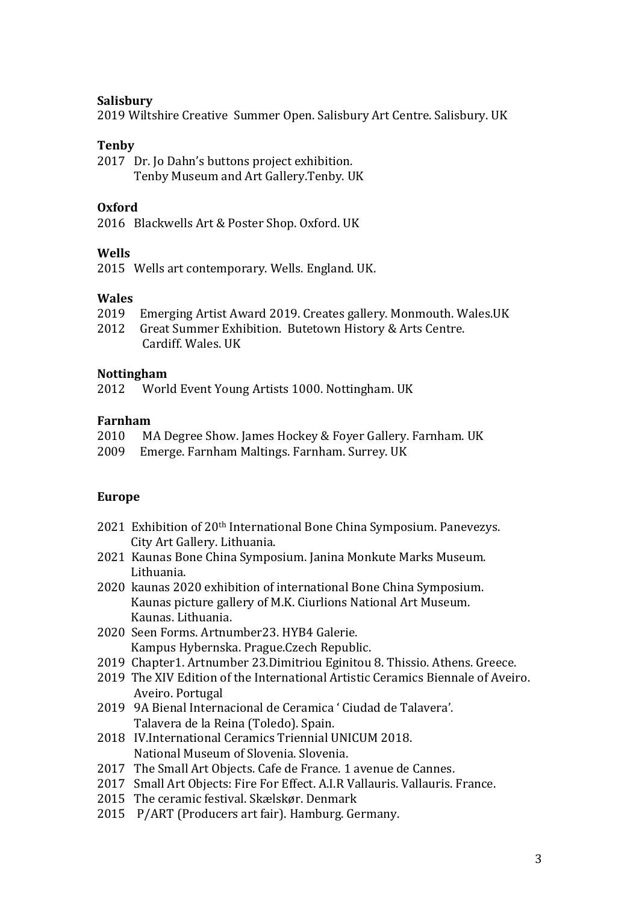**Salisbury**

2019 Wiltshire Creative Summer Open. Salisbury Art Centre. Salisbury. UK

**Tenby**

2017 Dr. Jo Dahn's buttons project exhibition.
Tenby Museum and Art Gallery.Tenby. UK

**Oxford**

2016 Blackwells Art & Poster Shop. Oxford. UK

**Wells**

2015 Wells art contemporary. Wells. England. UK.

**Wales**

2019 Emerging Artist Award 2019. Creates gallery. Monmouth. Wales.UK
2012 Great Summer Exhibition. Butetown History & Arts Centre.
Cardiff. Wales. UK

**Nottingham**

2012 World Event Young Artists 1000. Nottingham. UK

**Farnham**

2010 MA Degree Show. James Hockey & Foyer Gallery. Farnham. UK
2009 Emerge. Farnham Maltings. Farnham. Surrey. UK

**Europe**

2021 Exhibition of 20th International Bone China Symposium. Panevezys.
City Art Gallery. Lithuania.
2021 Kaunas Bone China Symposium. Janina Monkute Marks Museum.
Lithuania.
2020 kaunas 2020 exhibition of international Bone China Symposium.
Kaunas picture gallery of M.K. Ciurlions National Art Museum.
Kaunas. Lithuania.
2020 Seen Forms. Artnumber23. HYB4 Galerie.
Kampus Hybernska. Prague.Czech Republic.
2019 Chapter1. Artnumber 23.Dimitriou Eginitou 8. Thissio. Athens. Greece.
2019 The XIV Edition of the International Artistic Ceramics Biennale of Aveiro.
Aveiro. Portugal
2019 9A Bienal Internacional de Ceramica ' Ciudad de Talavera'.
Talavera de la Reina (Toledo). Spain.
2018 IV.International Ceramics Triennial UNICUM 2018.
National Museum of Slovenia. Slovenia.
2017 The Small Art Objects. Cafe de France. 1 avenue de Cannes.
2017 Small Art Objects: Fire For Effect. A.I.R Vallauris. Vallauris. France.
2015 The ceramic festival. Skælskør. Denmark
2015 P/ART (Producers art fair). Hamburg. Germany.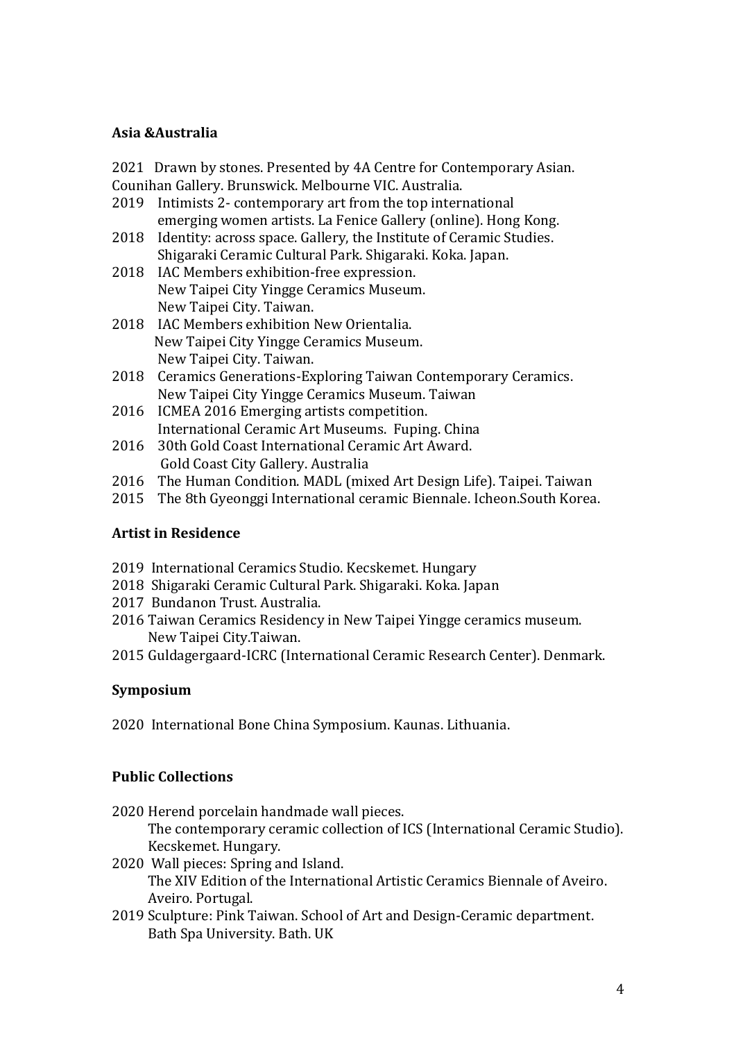**Asia &Australia**

2021 Drawn by stones. Presented by 4A Centre for Contemporary Asian. Counihan Gallery. Brunswick. Melbourne VIC. Australia.

2019 Intimists 2- contemporary art from the top international emerging women artists. La Fenice Gallery (online). Hong Kong.

2018 Identity: across space. Gallery, the Institute of Ceramic Studies. Shigaraki Ceramic Cultural Park. Shigaraki. Koka. Japan.

2018 IAC Members exhibition-free expression. New Taipei City Yingge Ceramics Museum. New Taipei City. Taiwan.

2018 IAC Members exhibition New Orientalia. New Taipei City Yingge Ceramics Museum. New Taipei City. Taiwan.

2018 Ceramics Generations-Exploring Taiwan Contemporary Ceramics. New Taipei City Yingge Ceramics Museum. Taiwan

2016 ICMEA 2016 Emerging artists competition. International Ceramic Art Museums. Fuping. China

2016 30th Gold Coast International Ceramic Art Award. Gold Coast City Gallery. Australia

2016 The Human Condition. MADL (mixed Art Design Life). Taipei. Taiwan

2015 The 8th Gyeonggi International ceramic Biennale. Icheon.South Korea.

**Artist in Residence**

2019 International Ceramics Studio. Kecskemet. Hungary

2018 Shigaraki Ceramic Cultural Park. Shigaraki. Koka. Japan

2017 Bundanon Trust. Australia.

2016 Taiwan Ceramics Residency in New Taipei Yingge ceramics museum. New Taipei City.Taiwan.

2015 Guldagergaard-ICRC (International Ceramic Research Center). Denmark.

**Symposium**

2020 International Bone China Symposium. Kaunas. Lithuania.

**Public Collections**

2020 Herend porcelain handmade wall pieces. The contemporary ceramic collection of ICS (International Ceramic Studio). Kecskemet. Hungary.

2020 Wall pieces: Spring and Island. The XIV Edition of the International Artistic Ceramics Biennale of Aveiro. Aveiro. Portugal.

2019 Sculpture: Pink Taiwan. School of Art and Design-Ceramic department. Bath Spa University. Bath. UK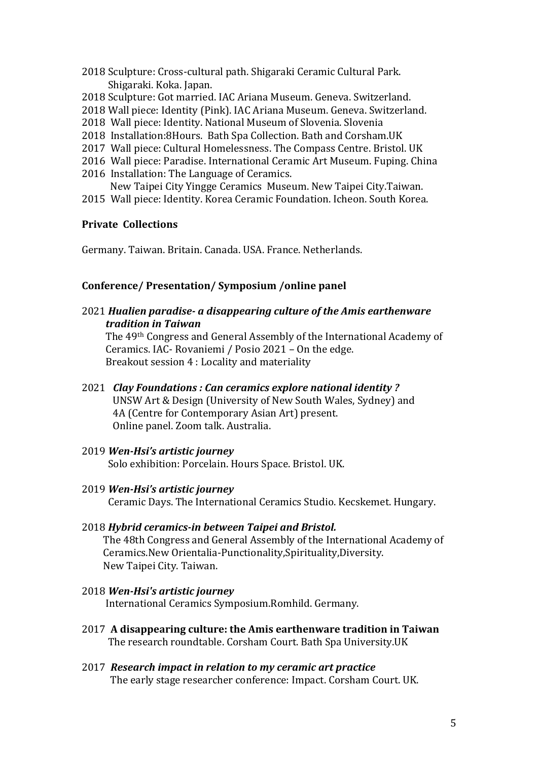2018 Sculpture: Cross-cultural path. Shigaraki Ceramic Cultural Park. Shigaraki. Koka. Japan.
2018 Sculpture: Got married. IAC Ariana Museum. Geneva. Switzerland.
2018 Wall piece: Identity (Pink). IAC Ariana Museum. Geneva. Switzerland.
2018 Wall piece: Identity. National Museum of Slovenia. Slovenia
2018 Installation:8Hours. Bath Spa Collection. Bath and Corsham.UK
2017 Wall piece: Cultural Homelessness. The Compass Centre. Bristol. UK
2016 Wall piece: Paradise. International Ceramic Art Museum. Fuping. China
2016 Installation: The Language of Ceramics. New Taipei City Yingge Ceramics Museum. New Taipei City.Taiwan.
2015 Wall piece: Identity. Korea Ceramic Foundation. Icheon. South Korea.

**Private Collections**

Germany. Taiwan. Britain. Canada. USA. France. Netherlands.

**Conference/ Presentation/ Symposium /online panel**

2021 ***Hualien paradise- a disappearing culture of the Amis earthenware tradition in Taiwan***
The 49th Congress and General Assembly of the International Academy of Ceramics. IAC- Rovaniemi / Posio 2021 – On the edge.
Breakout session 4 : Locality and materiality

2021 ***Clay Foundations : Can ceramics explore national identity ?***
UNSW Art & Design (University of New South Wales, Sydney) and 4A (Centre for Contemporary Asian Art) present.
Online panel. Zoom talk. Australia.

2019 ***Wen-Hsi's artistic journey***
Solo exhibition: Porcelain. Hours Space. Bristol. UK.

2019 ***Wen-Hsi's artistic journey***
Ceramic Days. The International Ceramics Studio. Kecskemet. Hungary.

2018 ***Hybrid ceramics-in between Taipei and Bristol.***
The 48th Congress and General Assembly of the International Academy of Ceramics.New Orientalia-Punctionality,Spirituality,Diversity.
New Taipei City. Taiwan.

2018 ***Wen-Hsi's artistic journey***
International Ceramics Symposium.Romhild. Germany.

2017 **A disappearing culture: the Amis earthenware tradition in Taiwan**
The research roundtable. Corsham Court. Bath Spa University.UK

2017 ***Research impact in relation to my ceramic art practice***
The early stage researcher conference: Impact. Corsham Court. UK.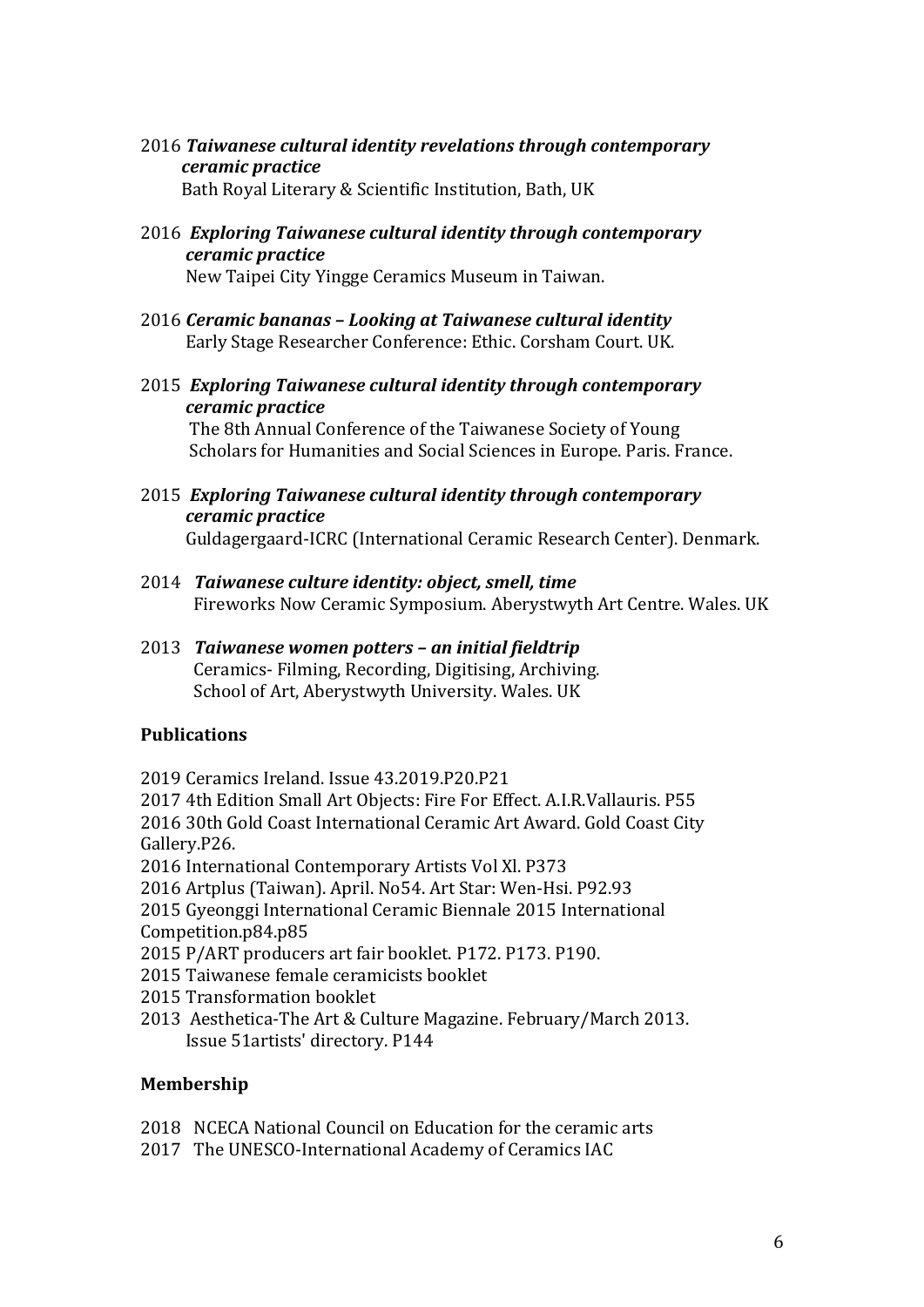2016 ***Taiwanese cultural identity revelations through contemporary ceramic practice***
Bath Royal Literary & Scientific Institution, Bath, UK

2016 ***Exploring Taiwanese cultural identity through contemporary ceramic practice***
New Taipei City Yingge Ceramics Museum in Taiwan.

2016 ***Ceramic bananas – Looking at Taiwanese cultural identity***
Early Stage Researcher Conference: Ethic. Corsham Court. UK.

2015 ***Exploring Taiwanese cultural identity through contemporary ceramic practice***
The 8th Annual Conference of the Taiwanese Society of Young Scholars for Humanities and Social Sciences in Europe. Paris. France.

2015 ***Exploring Taiwanese cultural identity through contemporary ceramic practice***
Guldagergaard-ICRC (International Ceramic Research Center). Denmark.

2014 ***Taiwanese culture identity: object, smell, time***
Fireworks Now Ceramic Symposium. Aberystwyth Art Centre. Wales. UK

2013 ***Taiwanese women potters – an initial fieldtrip***
Ceramics- Filming, Recording, Digitising, Archiving.
School of Art, Aberystwyth University. Wales. UK

**Publications**

2019 Ceramics Ireland. Issue 43.2019.P20.P21
2017 4th Edition Small Art Objects: Fire For Effect. A.I.R.Vallauris. P55
2016 30th Gold Coast International Ceramic Art Award. Gold Coast City Gallery.P26.
2016 International Contemporary Artists Vol Xl. P373
2016 Artplus (Taiwan). April. No54. Art Star: Wen-Hsi. P92.93
2015 Gyeonggi International Ceramic Biennale 2015 International Competition.p84.p85
2015 P/ART producers art fair booklet. P172. P173. P190.
2015 Taiwanese female ceramicists booklet
2015 Transformation booklet
2013 Aesthetica-The Art & Culture Magazine. February/March 2013. Issue 51artists' directory. P144

**Membership**

2018 NCECA National Council on Education for the ceramic arts
2017 The UNESCO-International Academy of Ceramics IAC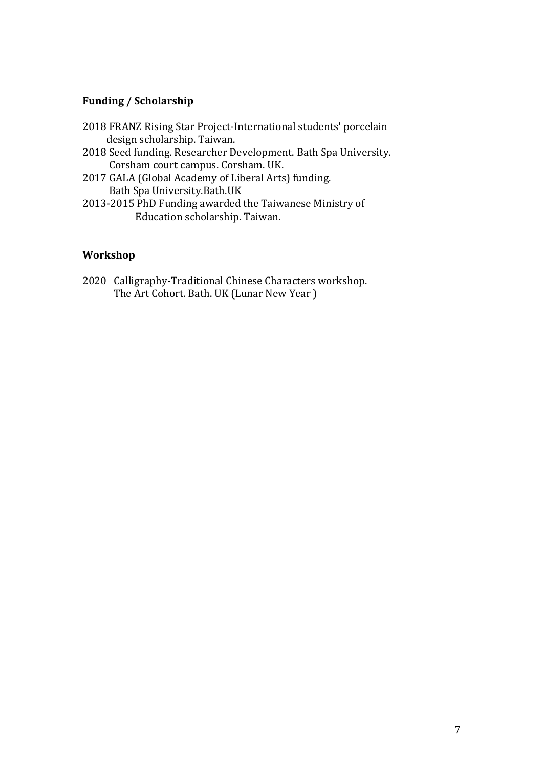**Funding / Scholarship**

2018 FRANZ Rising Star Project-International students' porcelain design scholarship. Taiwan.
2018 Seed funding. Researcher Development. Bath Spa University. Corsham court campus. Corsham. UK.
2017 GALA (Global Academy of Liberal Arts) funding. Bath Spa University.Bath.UK
2013-2015 PhD Funding awarded the Taiwanese Ministry of Education scholarship. Taiwan.

**Workshop**

2020 Calligraphy-Traditional Chinese Characters workshop. The Art Cohort. Bath. UK (Lunar New Year )